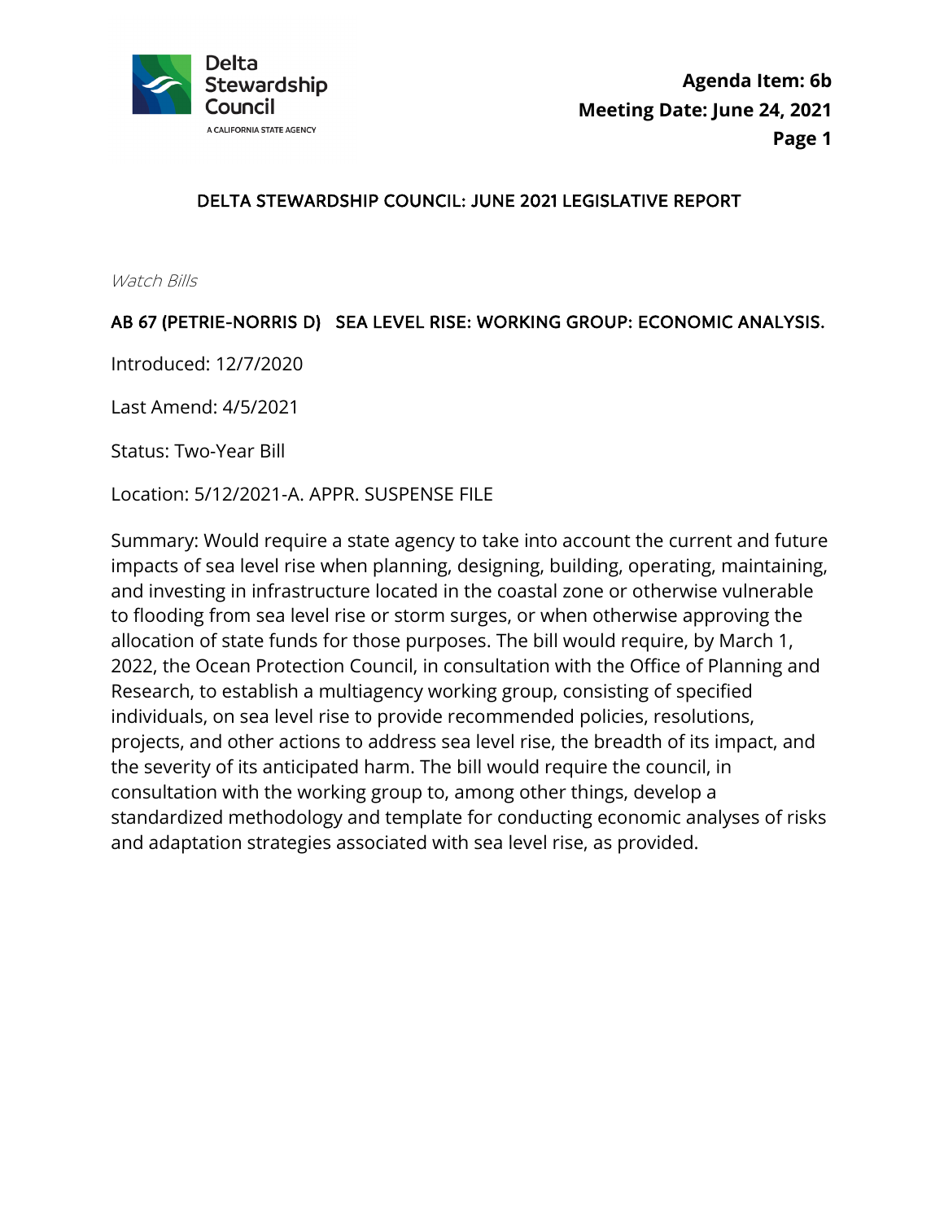Agenda Item: 6b
Meeting Date: June 24, 2021

# DELTA STEWARDSHIP COUNCIL: JUNE 2021 LEGISLATIVE REPORT

*Watch Bills*

## AB 67 (PETRIE-NORRIS D) SEA LEVEL RISE: WORKING GROUP: ECONOMIC ANALYSIS.

Introduced: 12/7/2020

Last Amend: 4/5/2021

Status: Two-Year Bill

Location: 5/12/2021-A. APPR. SUSPENSE FILE

Summary: Would require a state agency to take into account the current and future impacts of sea level rise when planning, designing, building, operating, maintaining, and investing in infrastructure located in the coastal zone or otherwise vulnerable to flooding from sea level rise or storm surges, or when otherwise approving the allocation of state funds for those purposes. The bill would require, by March 1, 2022, the Ocean Protection Council, in consultation with the Office of Planning and Research, to establish a multiagency working group, consisting of specified individuals, on sea level rise to provide recommended policies, resolutions, projects, and other actions to address sea level rise, the breadth of its impact, and the severity of its anticipated harm. The bill would require the council, in consultation with the working group to, among other things, develop a standardized methodology and template for conducting economic analyses of risks and adaptation strategies associated with sea level rise, as provided.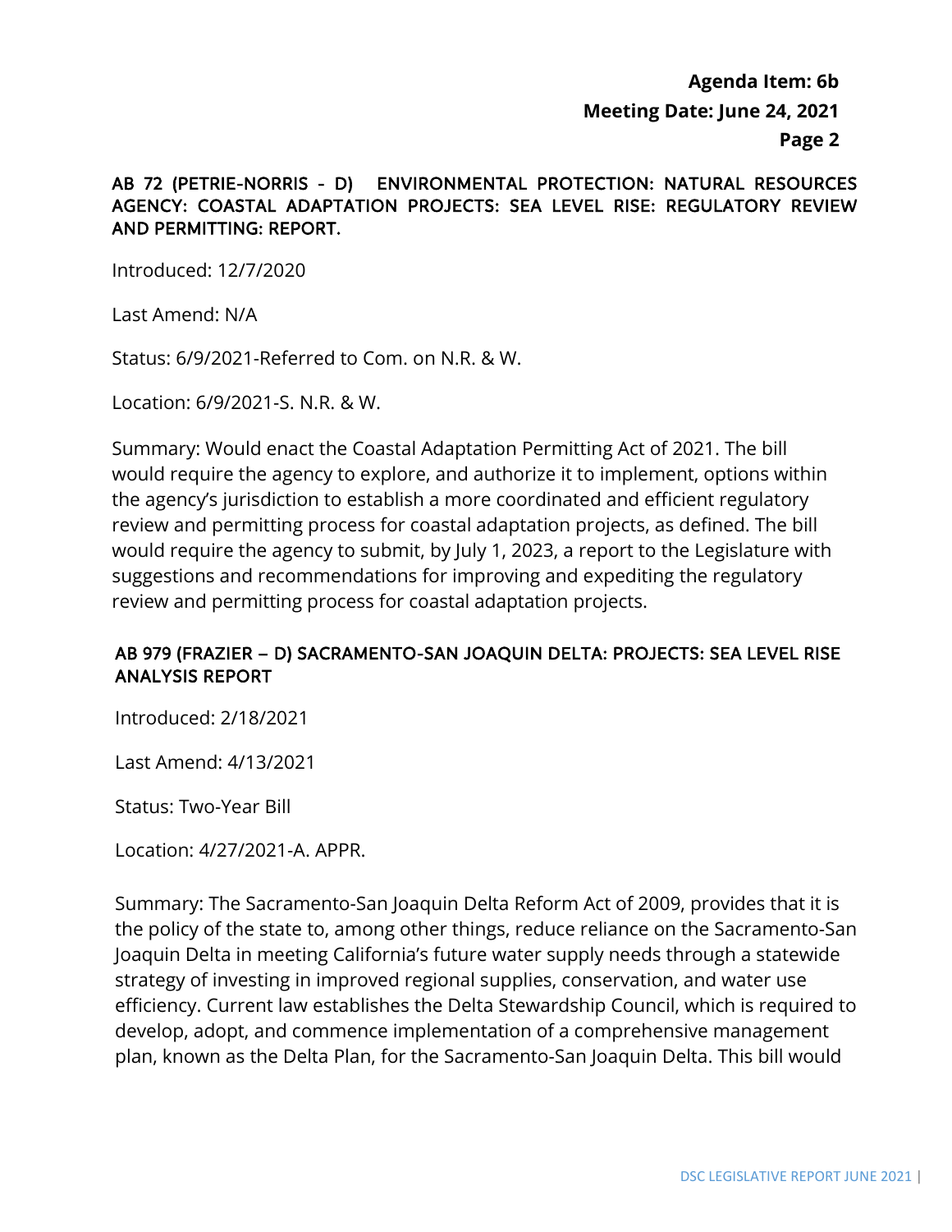### AB 72 (PETRIE-NORRIS - D) ENVIRONMENTAL PROTECTION: NATURAL RESOURCES AGENCY: COASTAL ADAPTATION PROJECTS: SEA LEVEL RISE: REGULATORY REVIEW AND PERMITTING: REPORT.

Introduced: 12/7/2020

Last Amend: N/A

Status: 6/9/2021-Referred to Com. on N.R. & W.

Location: 6/9/2021-S. N.R. & W.

Summary: Would enact the Coastal Adaptation Permitting Act of 2021. The bill would require the agency to explore, and authorize it to implement, options within the agency's jurisdiction to establish a more coordinated and efficient regulatory review and permitting process for coastal adaptation projects, as defined. The bill would require the agency to submit, by July 1, 2023, a report to the Legislature with suggestions and recommendations for improving and expediting the regulatory review and permitting process for coastal adaptation projects.

### AB 979 (FRAZIER – D) SACRAMENTO-SAN JOAQUIN DELTA: PROJECTS: SEA LEVEL RISE ANALYSIS REPORT

Introduced: 2/18/2021

Last Amend: 4/13/2021

Status: Two-Year Bill

Location: 4/27/2021-A. APPR.

Summary: The Sacramento-San Joaquin Delta Reform Act of 2009, provides that it is the policy of the state to, among other things, reduce reliance on the Sacramento-San Joaquin Delta in meeting California's future water supply needs through a statewide strategy of investing in improved regional supplies, conservation, and water use efficiency. Current law establishes the Delta Stewardship Council, which is required to develop, adopt, and commence implementation of a comprehensive management plan, known as the Delta Plan, for the Sacramento-San Joaquin Delta. This bill would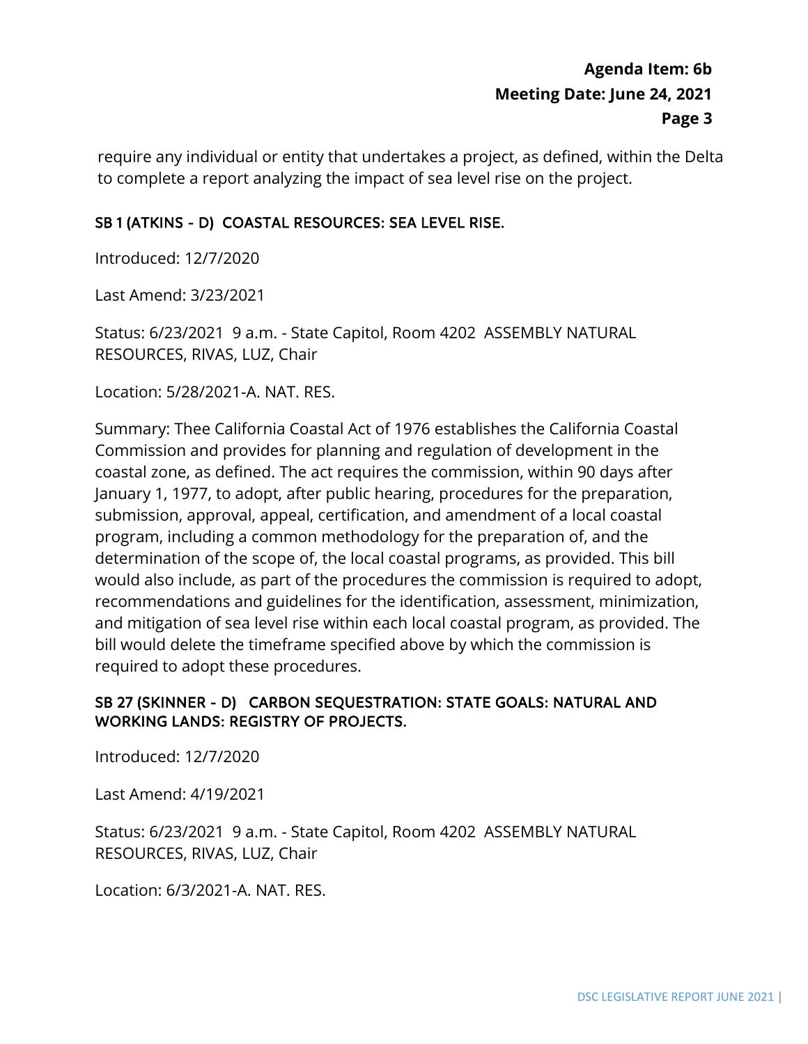require any individual or entity that undertakes a project, as defined, within the Delta to complete a report analyzing the impact of sea level rise on the project.

### SB 1 (ATKINS - D) COASTAL RESOURCES: SEA LEVEL RISE.

Introduced: 12/7/2020

Last Amend: 3/23/2021

Status: 6/23/2021 9 a.m. - State Capitol, Room 4202 ASSEMBLY NATURAL RESOURCES, RIVAS, LUZ, Chair

Location: 5/28/2021-A. NAT. RES.

Summary: Thee California Coastal Act of 1976 establishes the California Coastal Commission and provides for planning and regulation of development in the coastal zone, as defined. The act requires the commission, within 90 days after January 1, 1977, to adopt, after public hearing, procedures for the preparation, submission, approval, appeal, certification, and amendment of a local coastal program, including a common methodology for the preparation of, and the determination of the scope of, the local coastal programs, as provided. This bill would also include, as part of the procedures the commission is required to adopt, recommendations and guidelines for the identification, assessment, minimization, and mitigation of sea level rise within each local coastal program, as provided. The bill would delete the timeframe specified above by which the commission is required to adopt these procedures.

### SB 27 (SKINNER - D) CARBON SEQUESTRATION: STATE GOALS: NATURAL AND WORKING LANDS: REGISTRY OF PROJECTS.

Introduced: 12/7/2020

Last Amend: 4/19/2021

Status: 6/23/2021 9 a.m. - State Capitol, Room 4202 ASSEMBLY NATURAL RESOURCES, RIVAS, LUZ, Chair

Location: 6/3/2021-A. NAT. RES.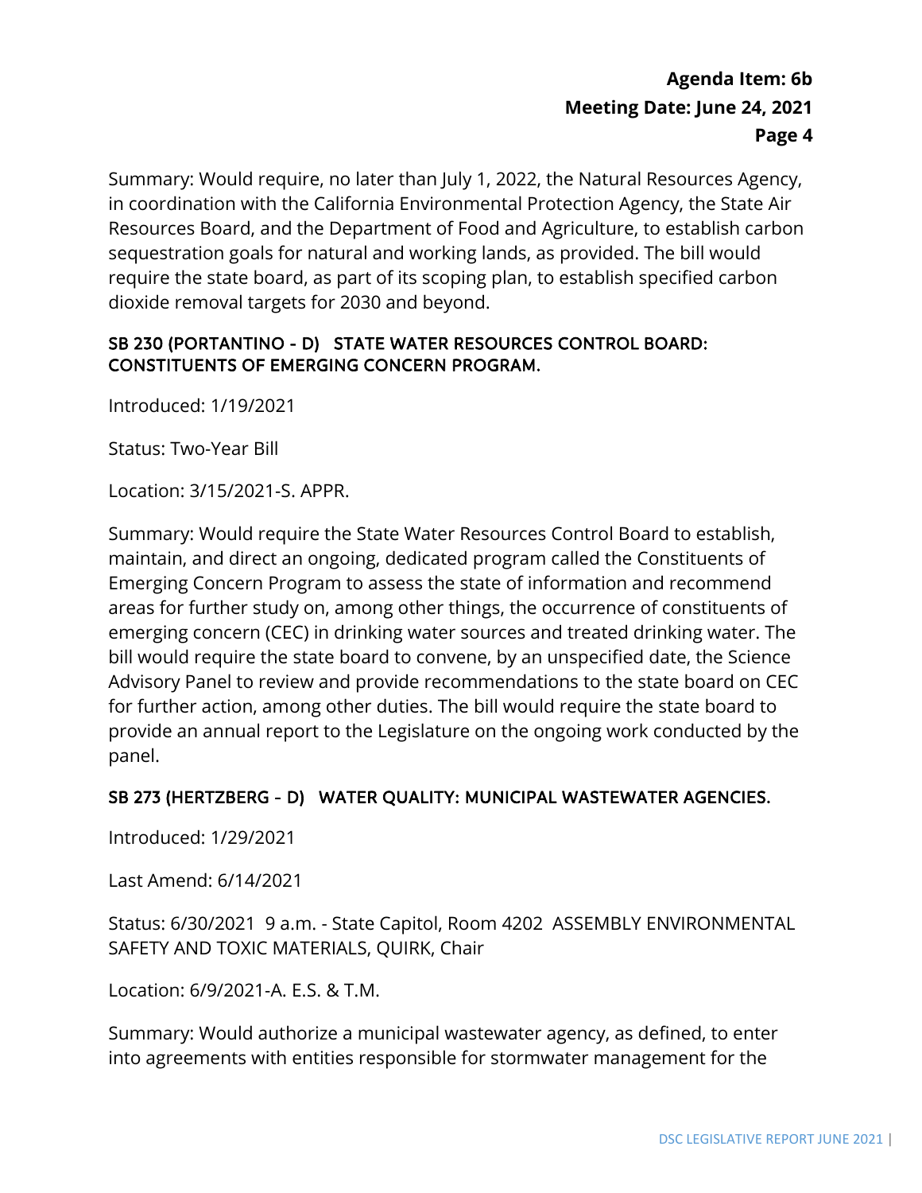Summary: Would require, no later than July 1, 2022, the Natural Resources Agency, in coordination with the California Environmental Protection Agency, the State Air Resources Board, and the Department of Food and Agriculture, to establish carbon sequestration goals for natural and working lands, as provided. The bill would require the state board, as part of its scoping plan, to establish specified carbon dioxide removal targets for 2030 and beyond.

### SB 230 (PORTANTINO - D) STATE WATER RESOURCES CONTROL BOARD: CONSTITUENTS OF EMERGING CONCERN PROGRAM.

Introduced: 1/19/2021

Status: Two-Year Bill

Location: 3/15/2021-S. APPR.

Summary: Would require the State Water Resources Control Board to establish, maintain, and direct an ongoing, dedicated program called the Constituents of Emerging Concern Program to assess the state of information and recommend areas for further study on, among other things, the occurrence of constituents of emerging concern (CEC) in drinking water sources and treated drinking water. The bill would require the state board to convene, by an unspecified date, the Science Advisory Panel to review and provide recommendations to the state board on CEC for further action, among other duties. The bill would require the state board to provide an annual report to the Legislature on the ongoing work conducted by the panel.

### SB 273 (HERTZBERG - D) WATER QUALITY: MUNICIPAL WASTEWATER AGENCIES.

Introduced: 1/29/2021

Last Amend: 6/14/2021

Status: 6/30/2021 9 a.m. - State Capitol, Room 4202 ASSEMBLY ENVIRONMENTAL SAFETY AND TOXIC MATERIALS, QUIRK, Chair

Location: 6/9/2021-A. E.S. & T.M.

Summary: Would authorize a municipal wastewater agency, as defined, to enter into agreements with entities responsible for stormwater management for the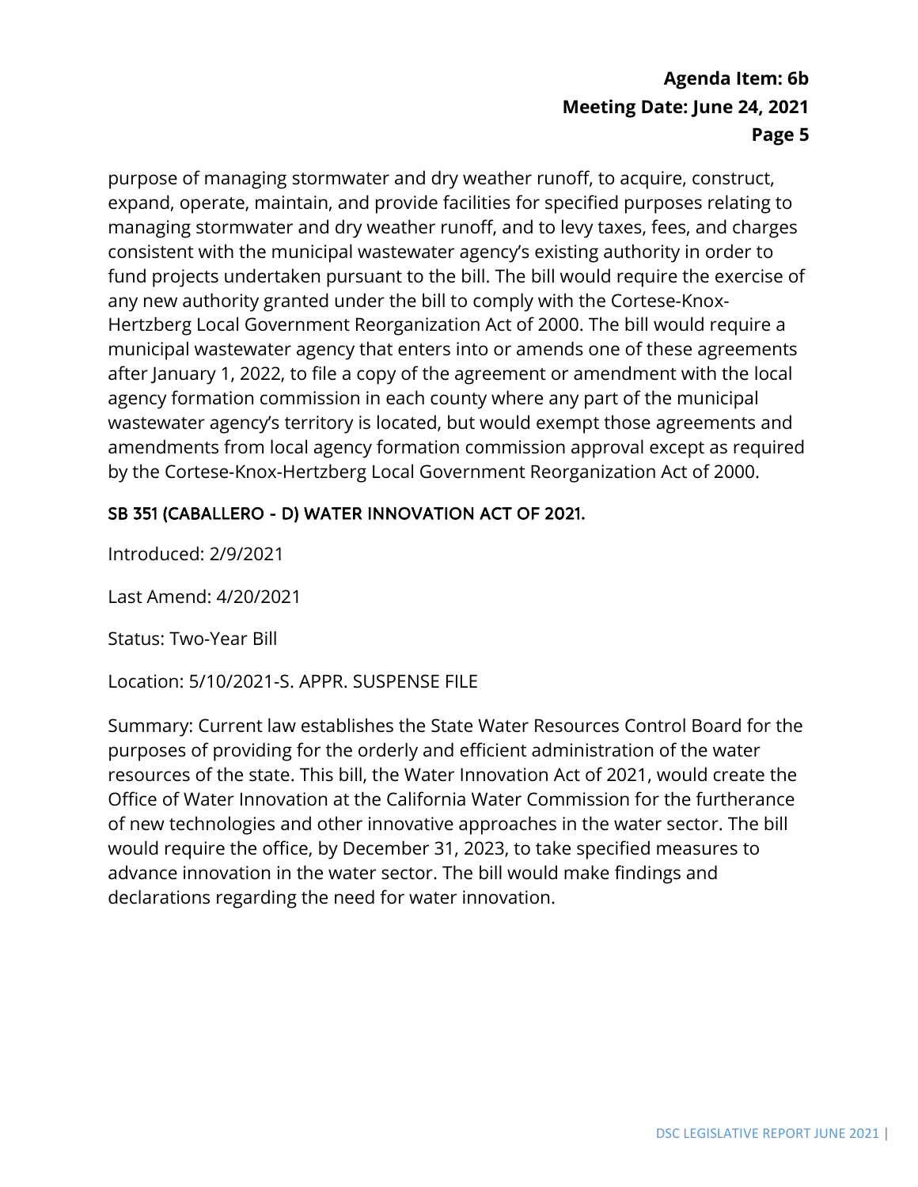purpose of managing stormwater and dry weather runoff, to acquire, construct, expand, operate, maintain, and provide facilities for specified purposes relating to managing stormwater and dry weather runoff, and to levy taxes, fees, and charges consistent with the municipal wastewater agency's existing authority in order to fund projects undertaken pursuant to the bill. The bill would require the exercise of any new authority granted under the bill to comply with the Cortese-Knox-Hertzberg Local Government Reorganization Act of 2000. The bill would require a municipal wastewater agency that enters into or amends one of these agreements after January 1, 2022, to file a copy of the agreement or amendment with the local agency formation commission in each county where any part of the municipal wastewater agency's territory is located, but would exempt those agreements and amendments from local agency formation commission approval except as required by the Cortese-Knox-Hertzberg Local Government Reorganization Act of 2000.

## SB 351 (CABALLERO - D) WATER INNOVATION ACT OF 2021.

Introduced: 2/9/2021

Last Amend: 4/20/2021

Status: Two-Year Bill

Location: 5/10/2021-S. APPR. SUSPENSE FILE

Summary: Current law establishes the State Water Resources Control Board for the purposes of providing for the orderly and efficient administration of the water resources of the state. This bill, the Water Innovation Act of 2021, would create the Office of Water Innovation at the California Water Commission for the furtherance of new technologies and other innovative approaches in the water sector. The bill would require the office, by December 31, 2023, to take specified measures to advance innovation in the water sector. The bill would make findings and declarations regarding the need for water innovation.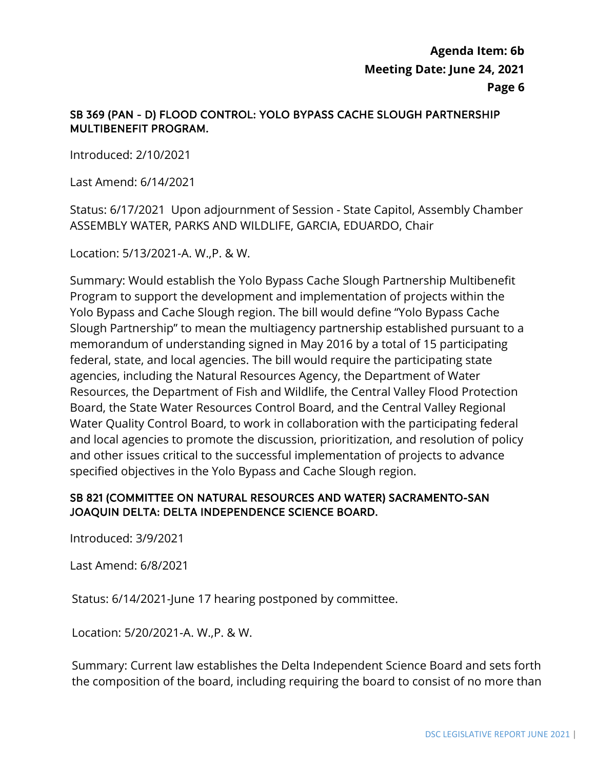### SB 369 (PAN - D) FLOOD CONTROL: YOLO BYPASS CACHE SLOUGH PARTNERSHIP MULTIBENEFIT PROGRAM.

Introduced: 2/10/2021

Last Amend: 6/14/2021

Status: 6/17/2021 Upon adjournment of Session - State Capitol, Assembly Chamber ASSEMBLY WATER, PARKS AND WILDLIFE, GARCIA, EDUARDO, Chair

Location: 5/13/2021-A. W.,P. & W.

Summary: Would establish the Yolo Bypass Cache Slough Partnership Multibenefit Program to support the development and implementation of projects within the Yolo Bypass and Cache Slough region. The bill would define "Yolo Bypass Cache Slough Partnership" to mean the multiagency partnership established pursuant to a memorandum of understanding signed in May 2016 by a total of 15 participating federal, state, and local agencies. The bill would require the participating state agencies, including the Natural Resources Agency, the Department of Water Resources, the Department of Fish and Wildlife, the Central Valley Flood Protection Board, the State Water Resources Control Board, and the Central Valley Regional Water Quality Control Board, to work in collaboration with the participating federal and local agencies to promote the discussion, prioritization, and resolution of policy and other issues critical to the successful implementation of projects to advance specified objectives in the Yolo Bypass and Cache Slough region.

### SB 821 (COMMITTEE ON NATURAL RESOURCES AND WATER) SACRAMENTO-SAN JOAQUIN DELTA: DELTA INDEPENDENCE SCIENCE BOARD.

Introduced: 3/9/2021

Last Amend: 6/8/2021

Status: 6/14/2021-June 17 hearing postponed by committee.

Location: 5/20/2021-A. W.,P. & W.

Summary: Current law establishes the Delta Independent Science Board and sets forth the composition of the board, including requiring the board to consist of no more than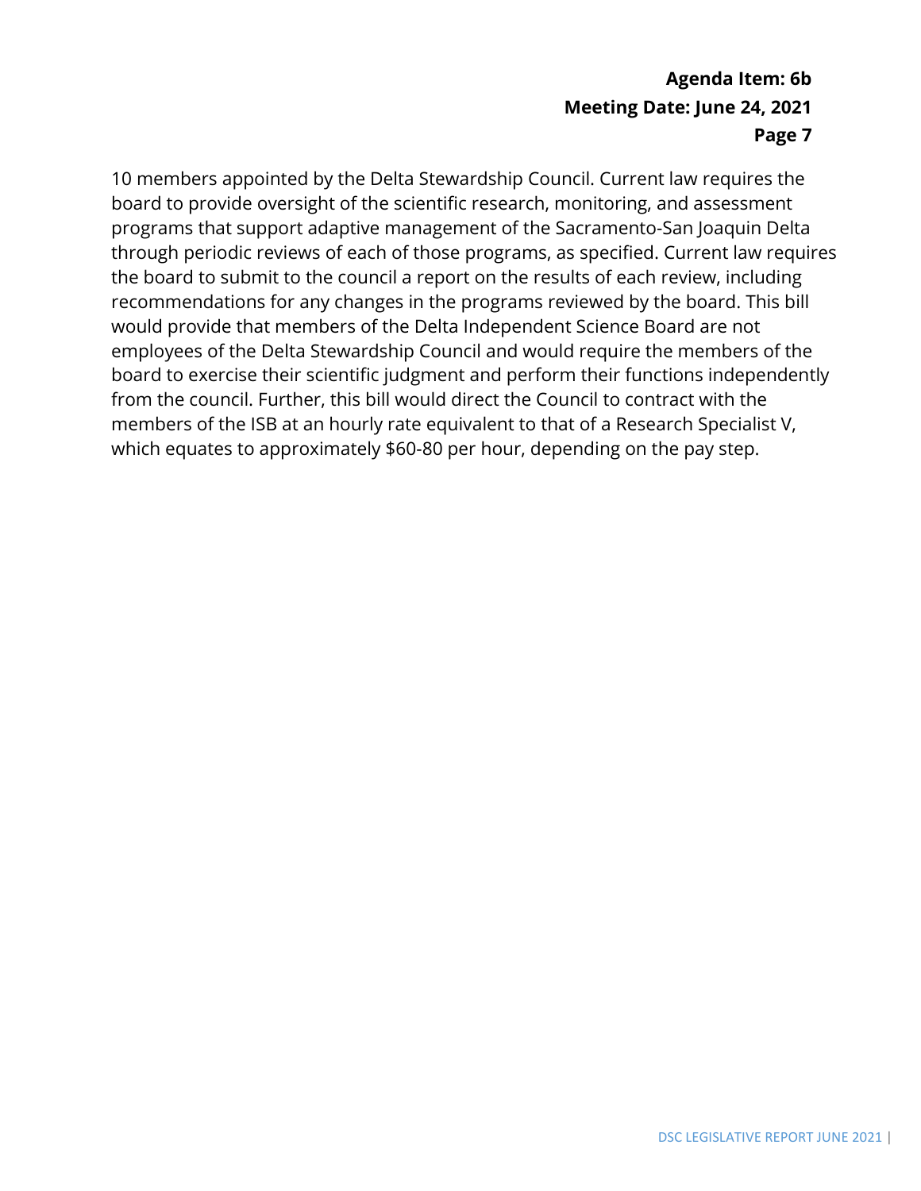10 members appointed by the Delta Stewardship Council. Current law requires the board to provide oversight of the scientific research, monitoring, and assessment programs that support adaptive management of the Sacramento-San Joaquin Delta through periodic reviews of each of those programs, as specified. Current law requires the board to submit to the council a report on the results of each review, including recommendations for any changes in the programs reviewed by the board. This bill would provide that members of the Delta Independent Science Board are not employees of the Delta Stewardship Council and would require the members of the board to exercise their scientific judgment and perform their functions independently from the council. Further, this bill would direct the Council to contract with the members of the ISB at an hourly rate equivalent to that of a Research Specialist V, which equates to approximately $60-80 per hour, depending on the pay step.